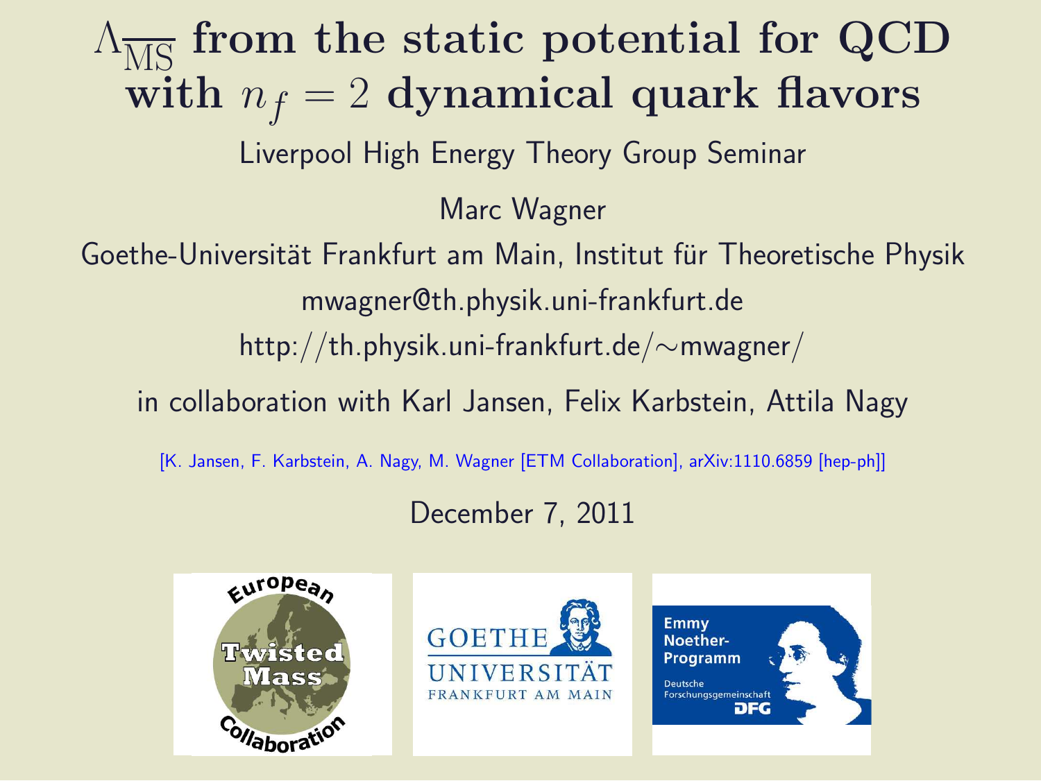# $\Lambda_{\overline{\mathrm{MS}}}$ from the static potential for QCD with $n_f = 2$ dynamical quark flavors

Liverpool High Energy Theory Group Seminar

Marc Wagner

Goethe-Universität Frankfurt am Main, Institut für Theoretische Physik

mwagner@th.physik.uni-frankfurt.de

http://th.physik.uni-frankfurt.de/∼mwagner/

in collaboration with Karl Jansen, Felix Karbstein, Attila Nagy

[K. Jansen, F. Karbstein, A. Nagy, M. Wagner [ETM Collaboration], arXiv:1110.6859 [hep-ph]]

December 7, 2011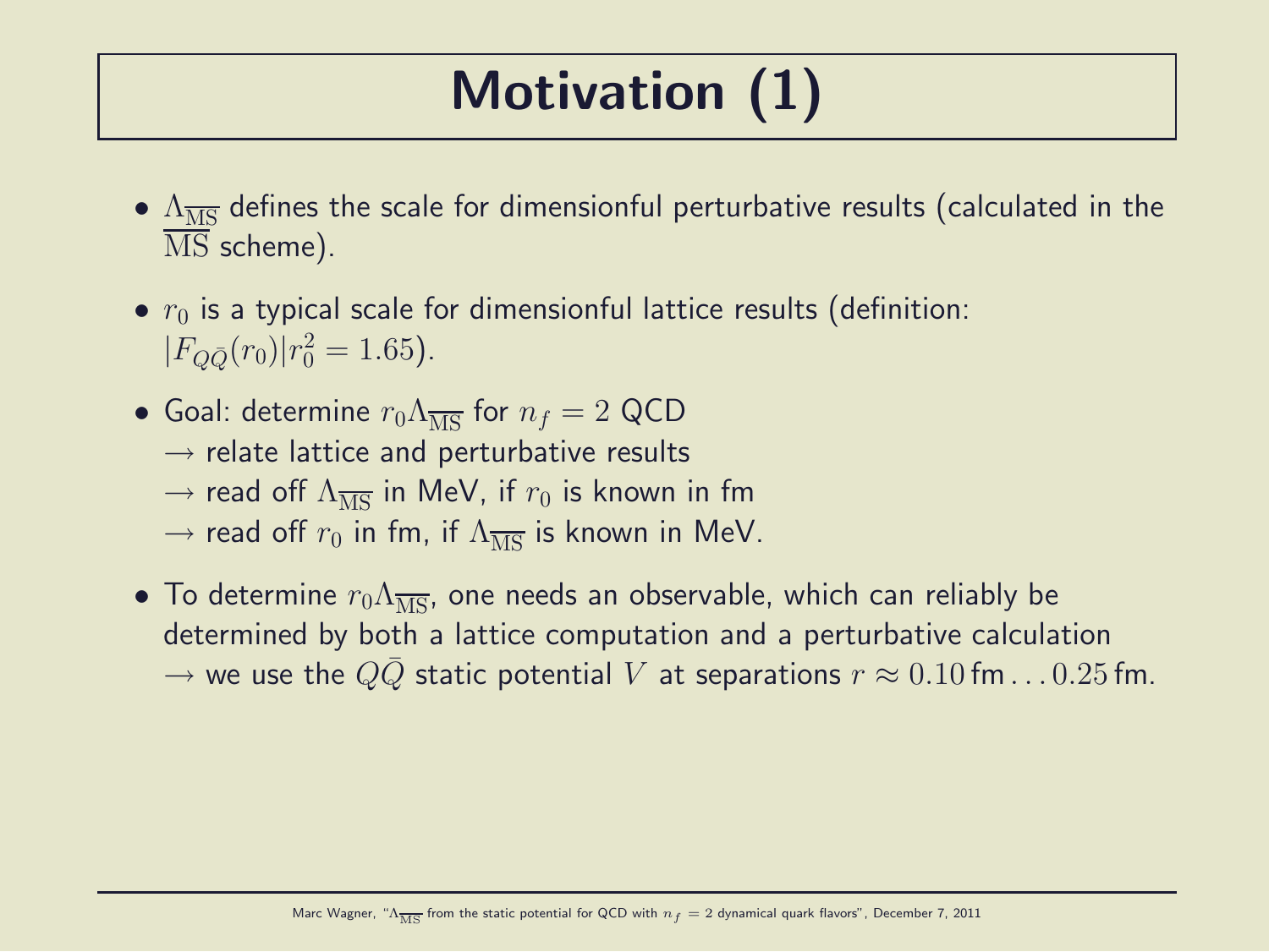# Motivation (1)

- $\Lambda_{\overline{\mathrm{MS}}}$ defines the scale for dimensionful perturbative results (calculated in the $\overline{\mathrm{MS}}$ scheme).

- $r_0$ is a typical scale for dimensionful lattice results (definition: $|F_{Q\bar{Q}}(r_0)|r_0^2 = 1.65$).

- Goal: determine $r_0 \Lambda_{\overline{\mathrm{MS}}}$ for $n_f = 2$ QCD
  $\rightarrow$ relate lattice and perturbative results
  $\rightarrow$ read off $\Lambda_{\overline{\mathrm{MS}}}$ in MeV, if $r_0$ is known in fm
  $\rightarrow$ read off $r_0$ in fm, if $\Lambda_{\overline{\mathrm{MS}}}$ is known in MeV.

- To determine $r_0 \Lambda_{\overline{\mathrm{MS}}}$, one needs an observable, which can reliably be determined by both a lattice computation and a perturbative calculation
  $\rightarrow$ we use the $Q\bar{Q}$ static potential $V$ at separations $r \approx 0.10\,\mathrm{fm} \ldots 0.25\,\mathrm{fm}$.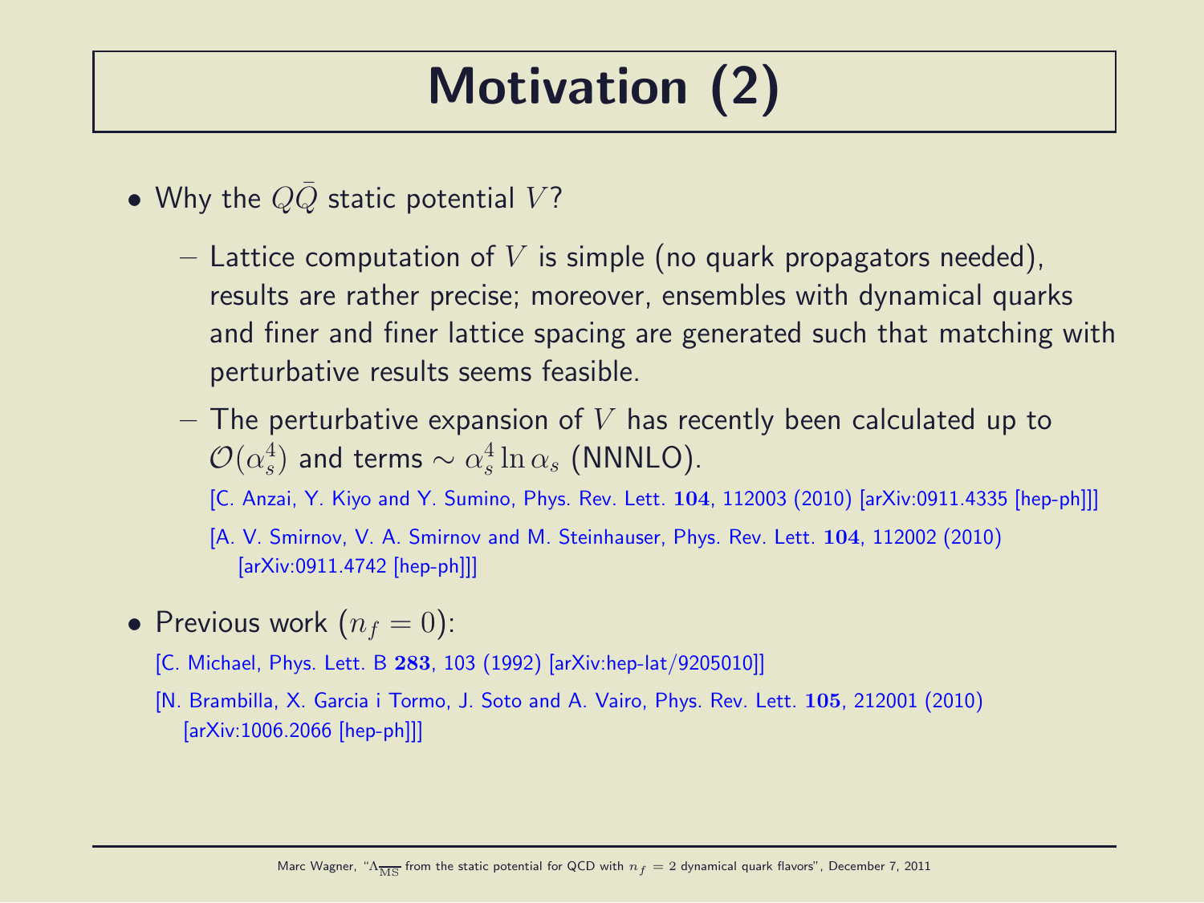# Motivation (2)

- Why the $Q\bar{Q}$ static potential $V$?
  - Lattice computation of $V$ is simple (no quark propagators needed), results are rather precise; moreover, ensembles with dynamical quarks and finer and finer lattice spacing are generated such that matching with perturbative results seems feasible.
  - The perturbative expansion of $V$ has recently been calculated up to $\mathcal{O}(\alpha_s^4)$ and terms $\sim \alpha_s^4 \ln \alpha_s$ (NNNLO).

    [C. Anzai, Y. Kiyo and Y. Sumino, Phys. Rev. Lett. **104**, 112003 (2010) [arXiv:0911.4335 [hep-ph]]]

    [A. V. Smirnov, V. A. Smirnov and M. Steinhauser, Phys. Rev. Lett. **104**, 112002 (2010) [arXiv:0911.4742 [hep-ph]]]

- Previous work ($n_f = 0$):

  [C. Michael, Phys. Lett. B **283**, 103 (1992) [arXiv:hep-lat/9205010]]

  [N. Brambilla, X. Garcia i Tormo, J. Soto and A. Vairo, Phys. Rev. Lett. **105**, 212001 (2010) [arXiv:1006.2066 [hep-ph]]]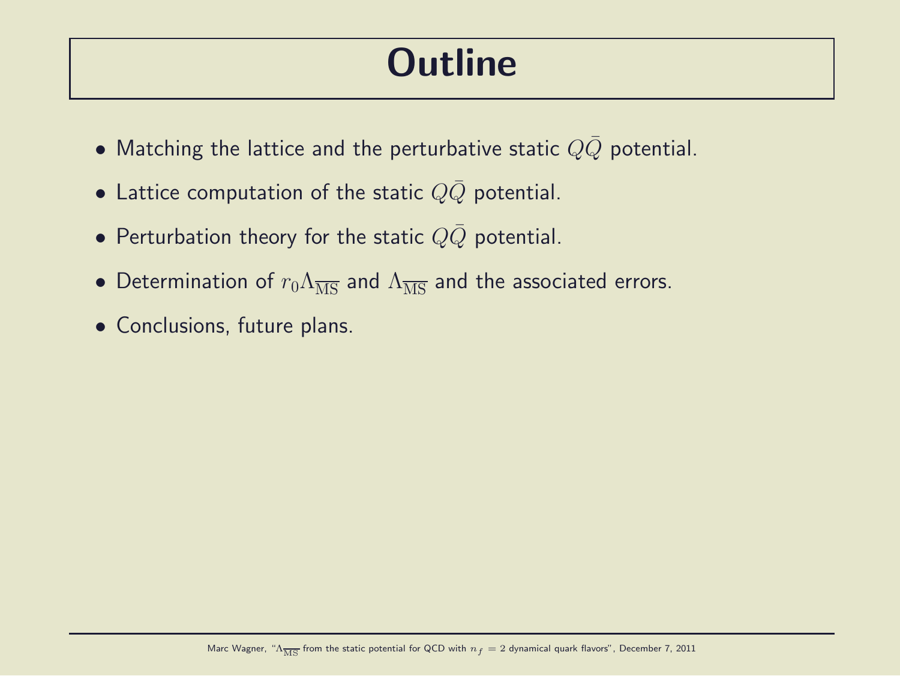# Outline

- Matching the lattice and the perturbative static $Q\bar{Q}$ potential.
- Lattice computation of the static $Q\bar{Q}$ potential.
- Perturbation theory for the static $Q\bar{Q}$ potential.
- Determination of $r_0\Lambda_{\overline{\mathrm{MS}}}$ and $\Lambda_{\overline{\mathrm{MS}}}$ and the associated errors.
- Conclusions, future plans.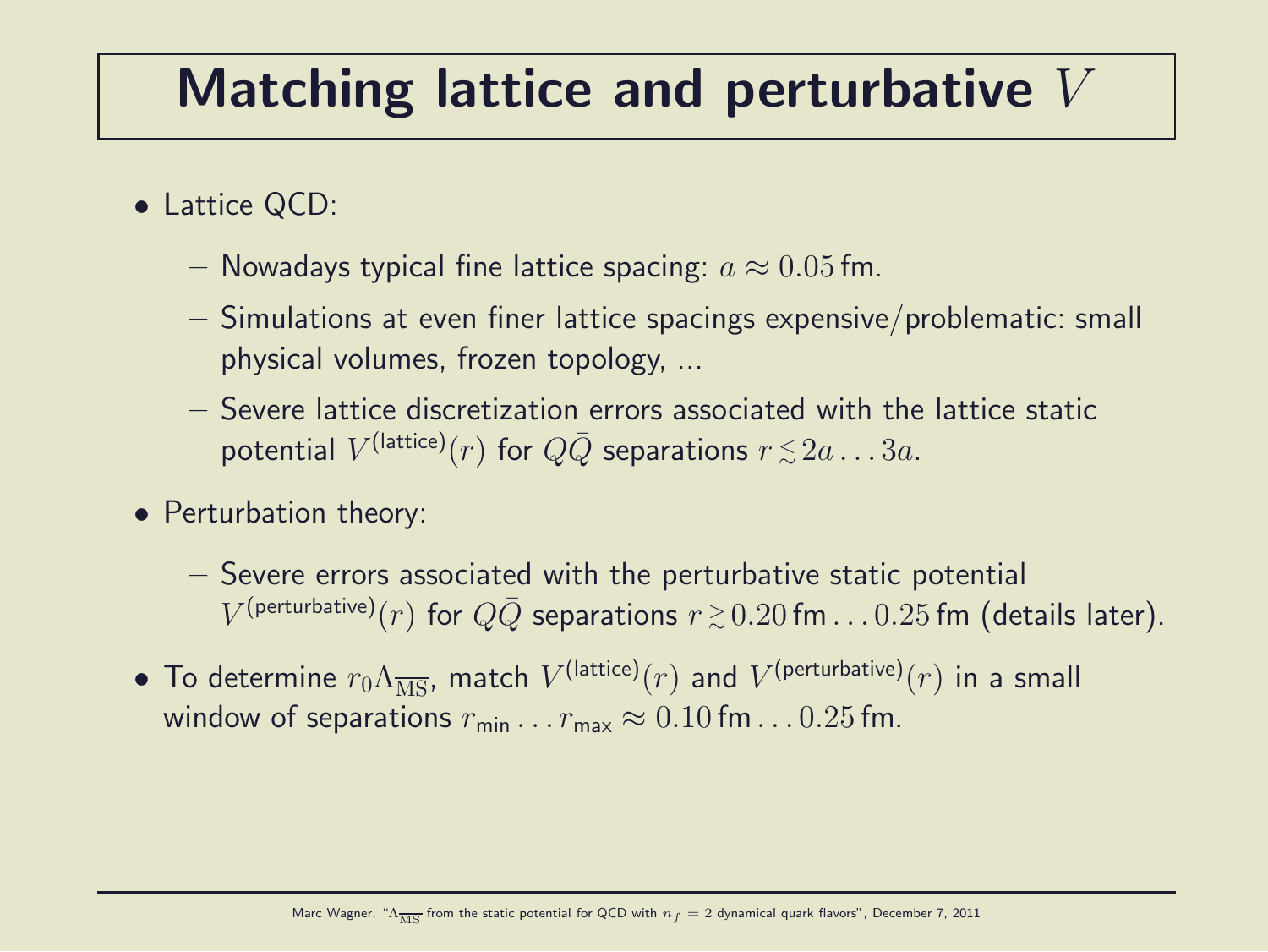# Matching lattice and perturbative $V$

- Lattice QCD:
  - Nowadays typical fine lattice spacing: $a \approx 0.05\,\text{fm}$.
  - Simulations at even finer lattice spacings expensive/problematic: small physical volumes, frozen topology, ...
  - Severe lattice discretization errors associated with the lattice static potential $V^{(\text{lattice})}(r)$ for $Q\bar{Q}$ separations $r \lesssim 2a \ldots 3a$.
- Perturbation theory:
  - Severe errors associated with the perturbative static potential $V^{(\text{perturbative})}(r)$ for $Q\bar{Q}$ separations $r \gtrsim 0.20\,\text{fm} \ldots 0.25\,\text{fm}$ (details later).
- To determine $r_0 \Lambda_{\overline{\text{MS}}}$, match $V^{(\text{lattice})}(r)$ and $V^{(\text{perturbative})}(r)$ in a small window of separations $r_{\text{min}} \ldots r_{\text{max}} \approx 0.10\,\text{fm} \ldots 0.25\,\text{fm}$.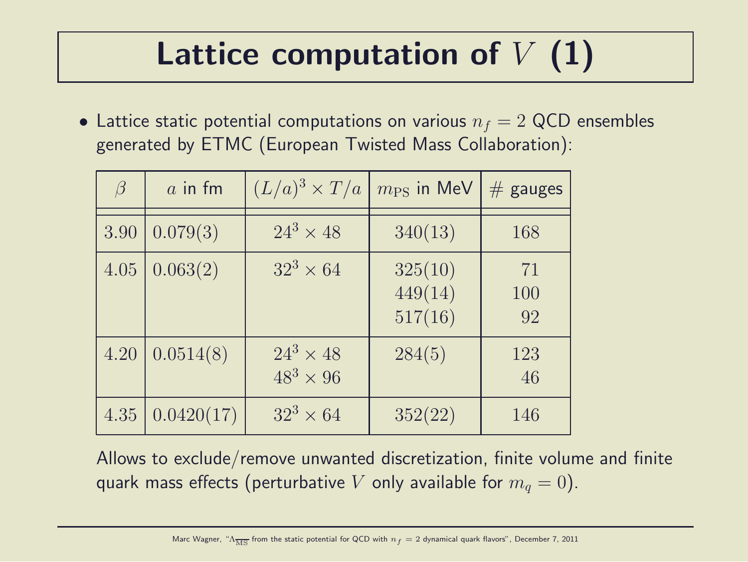# Lattice computation of $V$ (1)

- Lattice static potential computations on various $n_f = 2$ QCD ensembles generated by ETMC (European Twisted Mass Collaboration):

| $\beta$ | $a$ in fm | $(L/a)^3 \times T/a$ | $m_{\mathrm{PS}}$ in MeV | # gauges |
|---|---|---|---|---|
| $3.90$ | $0.079(3)$ | $24^3 \times 48$ | $340(13)$ | $168$ |
| $4.05$ | $0.063(2)$ | $32^3 \times 64$ | $325(10)$ | $71$ |
| | | | $449(14)$ | $100$ |
| | | | $517(16)$ | $92$ |
| $4.20$ | $0.0514(8)$ | $24^3 \times 48$ | $284(5)$ | $123$ |
| | | $48^3 \times 96$ | | $46$ |
| $4.35$ | $0.0420(17)$ | $32^3 \times 64$ | $352(22)$ | $146$ |

Allows to exclude/remove unwanted discretization, finite volume and finite quark mass effects (perturbative $V$ only available for $m_q = 0$).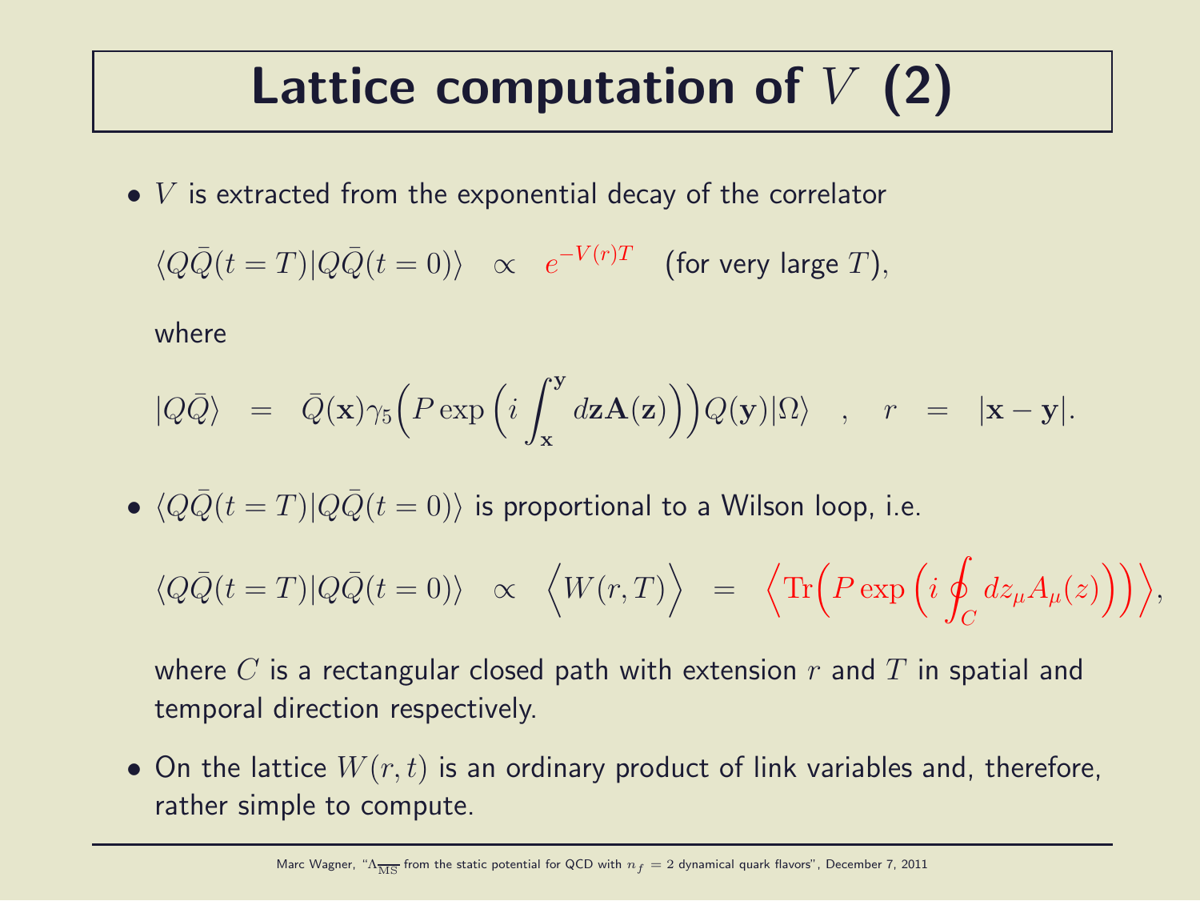# Lattice computation of $V$ (2)

- $V$ is extracted from the exponential decay of the correlator

  $$\langle Q\bar{Q}(t=T)|Q\bar{Q}(t=0)\rangle \quad \propto \quad e^{-V(r)T} \quad \text{(for very large } T\text{)},$$

  where

  $$|Q\bar{Q}\rangle \quad = \quad \bar{Q}(\mathbf{x})\gamma_5\Big(P\exp\Big(i\int_{\mathbf{x}}^{\mathbf{y}} d\mathbf{z}\mathbf{A}(\mathbf{z})\Big)\Big)Q(\mathbf{y})|\Omega\rangle \quad , \quad r \quad = \quad |\mathbf{x}-\mathbf{y}|.$$

- $\langle Q\bar{Q}(t=T)|Q\bar{Q}(t=0)\rangle$ is proportional to a Wilson loop, i.e.

  $$\langle Q\bar{Q}(t=T)|Q\bar{Q}(t=0)\rangle \quad \propto \quad \Big\langle W(r,T)\Big\rangle \quad = \quad \Big\langle \mathrm{Tr}\Big(P\exp\Big(i\oint_C dz_\mu A_\mu(z)\Big)\Big)\Big\rangle,$$

  where $C$ is a rectangular closed path with extension $r$ and $T$ in spatial and temporal direction respectively.

- On the lattice $W(r,t)$ is an ordinary product of link variables and, therefore, rather simple to compute.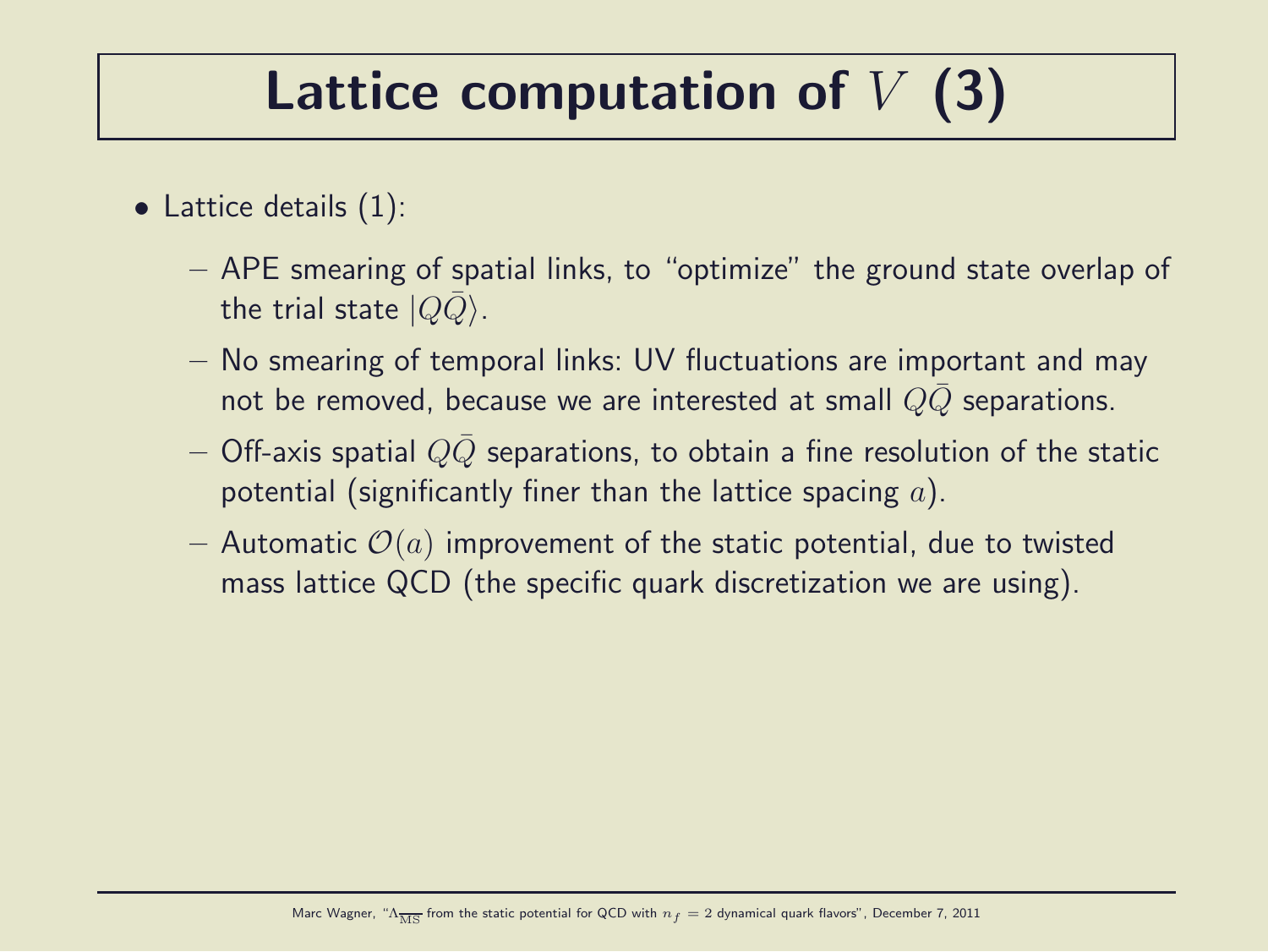# Lattice computation of $V$ (3)

- Lattice details (1):
  - APE smearing of spatial links, to "optimize" the ground state overlap of the trial state $|Q\bar{Q}\rangle$.
  - No smearing of temporal links: UV fluctuations are important and may not be removed, because we are interested at small $Q\bar{Q}$ separations.
  - Off-axis spatial $Q\bar{Q}$ separations, to obtain a fine resolution of the static potential (significantly finer than the lattice spacing $a$).
  - Automatic $\mathcal{O}(a)$ improvement of the static potential, due to twisted mass lattice QCD (the specific quark discretization we are using).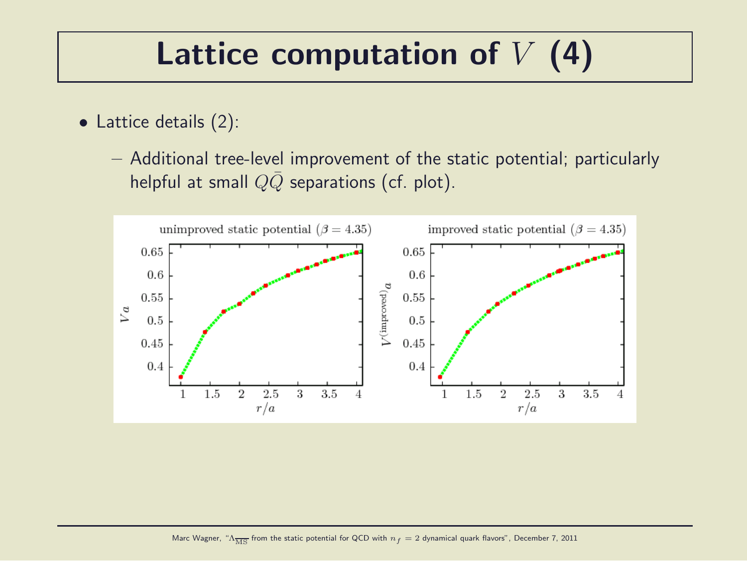# Lattice computation of $V$ (4)

- Lattice details (2):
  - Additional tree-level improvement of the static potential; particularly helpful at small $Q\bar{Q}$ separations (cf. plot).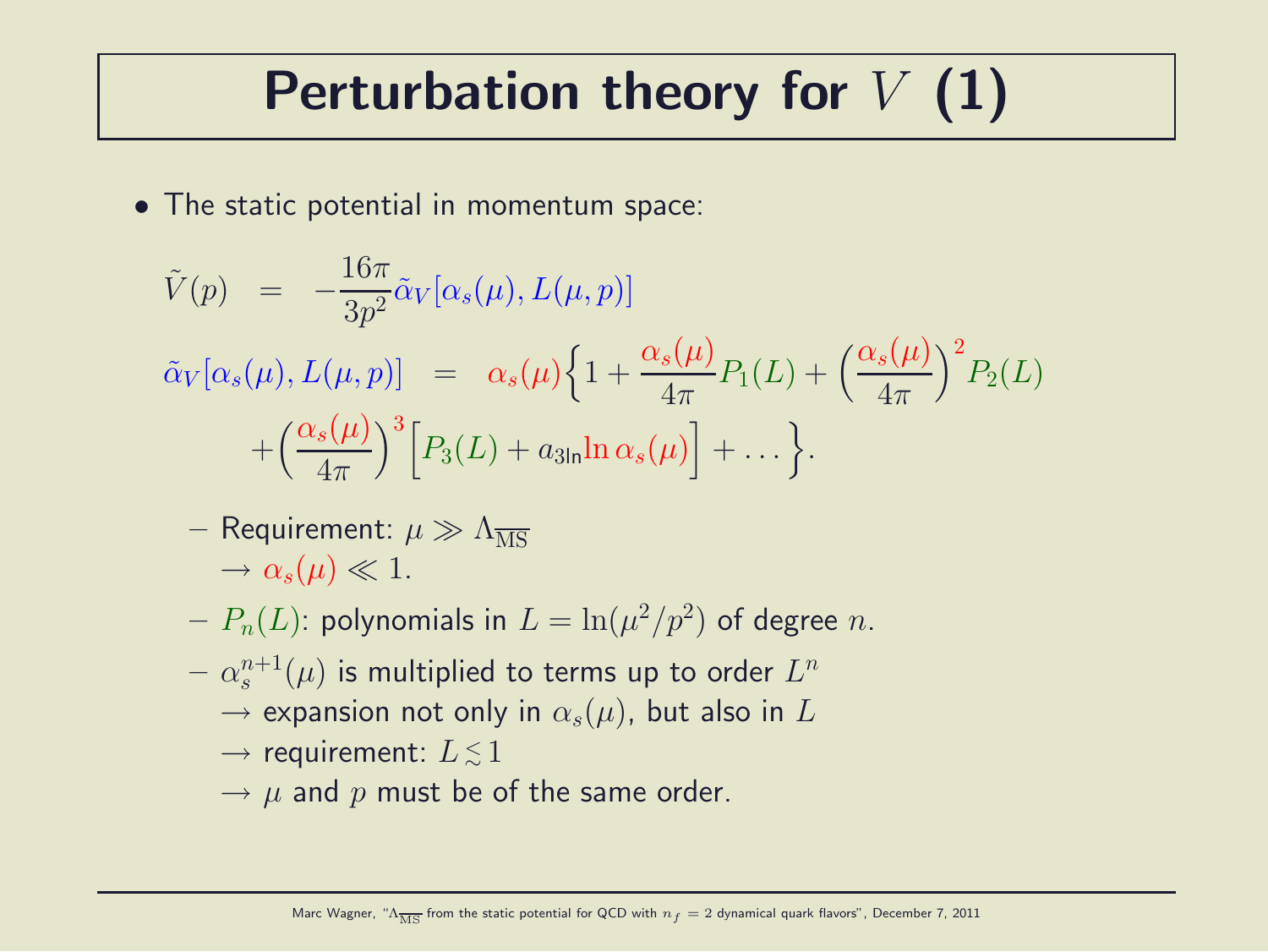# Perturbation theory for $V$ (1)

- The static potential in momentum space:

$$\tilde{V}(p) = -\frac{16\pi}{3p^2}\tilde{\alpha}_V[\alpha_s(\mu), L(\mu,p)]$$

$$\tilde{\alpha}_V[\alpha_s(\mu), L(\mu,p)] = \alpha_s(\mu)\Big\{1 + \frac{\alpha_s(\mu)}{4\pi}P_1(L) + \Big(\frac{\alpha_s(\mu)}{4\pi}\Big)^2 P_2(L) + \Big(\frac{\alpha_s(\mu)}{4\pi}\Big)^3\Big[P_3(L) + a_{3\mathrm{ln}}\ln\alpha_s(\mu)\Big] + \ldots\Big\}.$$

  - Requirement: $\mu \gg \Lambda_{\overline{\mathrm{MS}}}$
    $\rightarrow \alpha_s(\mu) \ll 1$.
  - $P_n(L)$: polynomials in $L = \ln(\mu^2/p^2)$ of degree $n$.
  - $\alpha_s^{n+1}(\mu)$ is multiplied to terms up to order $L^n$
    $\rightarrow$ expansion not only in $\alpha_s(\mu)$, but also in $L$
    $\rightarrow$ requirement: $L \lesssim 1$
    $\rightarrow$ $\mu$ and $p$ must be of the same order.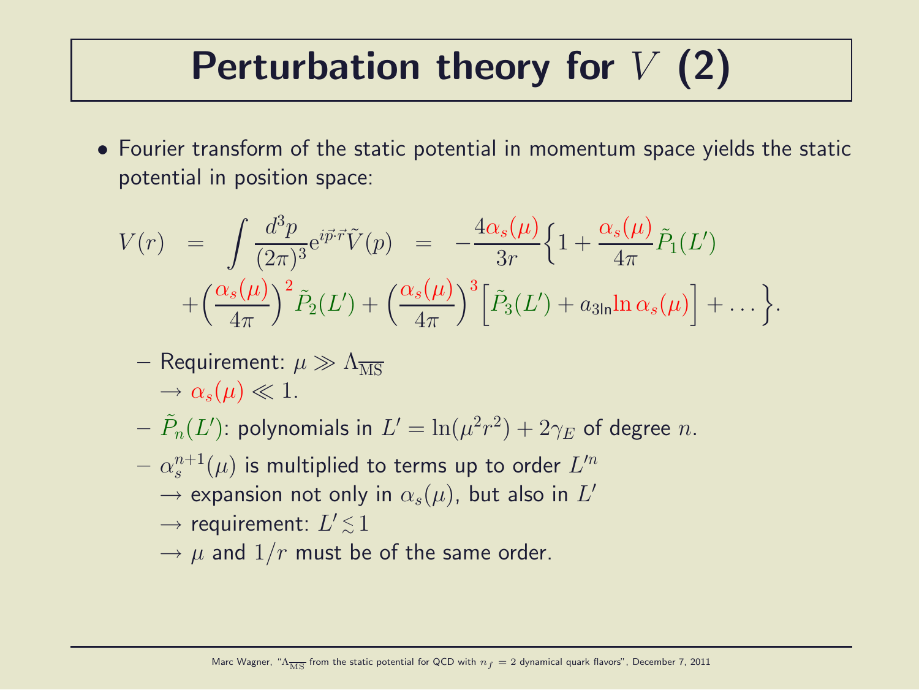# Perturbation theory for $V$ (2)

- Fourier transform of the static potential in momentum space yields the static potential in position space:

$$V(r) = \int \frac{d^3p}{(2\pi)^3} e^{i\vec{p}\cdot\vec{r}} \tilde{V}(p) = -\frac{4\alpha_s(\mu)}{3r}\Big\{1 + \frac{\alpha_s(\mu)}{4\pi}\tilde{P}_1(L') + \Big(\frac{\alpha_s(\mu)}{4\pi}\Big)^2 \tilde{P}_2(L') + \Big(\frac{\alpha_s(\mu)}{4\pi}\Big)^3 \Big[\tilde{P}_3(L') + a_{3\mathrm{ln}} \ln \alpha_s(\mu)\Big] + \ldots\Big\}.$$

  - Requirement: $\mu \gg \Lambda_{\overline{\mathrm{MS}}}$
    $\rightarrow \alpha_s(\mu) \ll 1$.
  - $\tilde{P}_n(L')$: polynomials in $L' = \ln(\mu^2 r^2) + 2\gamma_E$ of degree $n$.
  - $\alpha_s^{n+1}(\mu)$ is multiplied to terms up to order $L'^n$
    $\rightarrow$ expansion not only in $\alpha_s(\mu)$, but also in $L'$
    $\rightarrow$ requirement: $L' \lesssim 1$
    $\rightarrow$ $\mu$ and $1/r$ must be of the same order.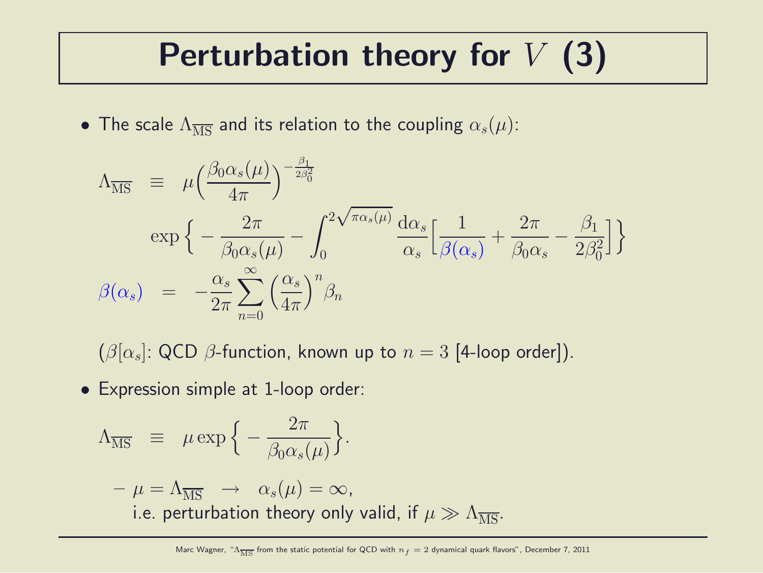# Perturbation theory for $V$ (3)

- The scale $\Lambda_{\overline{\mathrm{MS}}}$ and its relation to the coupling $\alpha_s(\mu)$:

$$\Lambda_{\overline{\mathrm{MS}}} \equiv \mu\Big(\frac{\beta_0\alpha_s(\mu)}{4\pi}\Big)^{-\frac{\beta_1}{2\beta_0^2}} \exp\Big\{-\frac{2\pi}{\beta_0\alpha_s(\mu)} - \int_0^{2\sqrt{\pi\alpha_s(\mu)}} \frac{\mathrm{d}\alpha_s}{\alpha_s}\Big[\frac{1}{\beta(\alpha_s)} + \frac{2\pi}{\beta_0\alpha_s} - \frac{\beta_1}{2\beta_0^2}\Big]\Big\}$$

$$\beta(\alpha_s) = -\frac{\alpha_s}{2\pi}\sum_{n=0}^{\infty}\Big(\frac{\alpha_s}{4\pi}\Big)^n\beta_n$$

($\beta[\alpha_s]$: QCD $\beta$-function, known up to $n = 3$ [4-loop order]).

- Expression simple at 1-loop order:

$$\Lambda_{\overline{\mathrm{MS}}} \equiv \mu\exp\Big\{-\frac{2\pi}{\beta_0\alpha_s(\mu)}\Big\}.$$

  - $\mu = \Lambda_{\overline{\mathrm{MS}}} \quad \rightarrow \quad \alpha_s(\mu) = \infty$,
    i.e. perturbation theory only valid, if $\mu \gg \Lambda_{\overline{\mathrm{MS}}}$.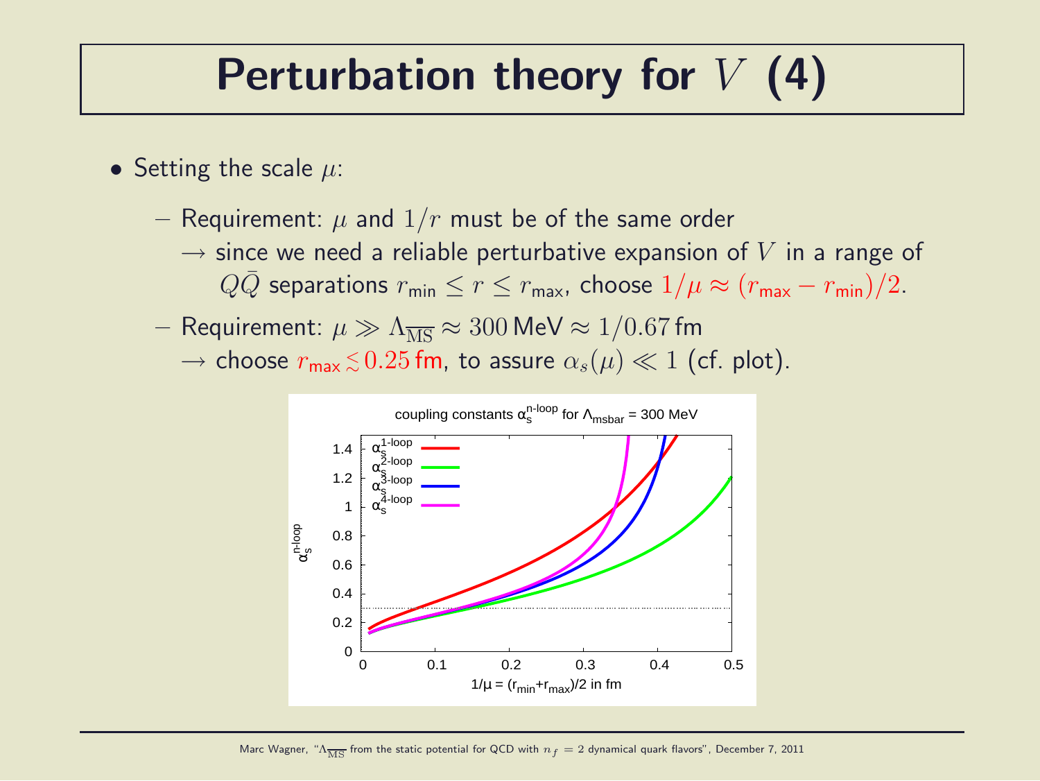# Perturbation theory for $V$ (4)

- Setting the scale $\mu$:
  - Requirement: $\mu$ and $1/r$ must be of the same order
    $\rightarrow$ since we need a reliable perturbative expansion of $V$ in a range of $Q\bar{Q}$ separations $r_{\text{min}} \leq r \leq r_{\text{max}}$, choose $1/\mu \approx (r_{\text{max}} - r_{\text{min}})/2$.
  - Requirement: $\mu \gg \Lambda_{\overline{\text{MS}}} \approx 300\,\text{MeV} \approx 1/0.67\,\text{fm}$
    $\rightarrow$ choose $r_{\text{max}} \lesssim 0.25\,\text{fm}$, to assure $\alpha_s(\mu) \ll 1$ (cf. plot).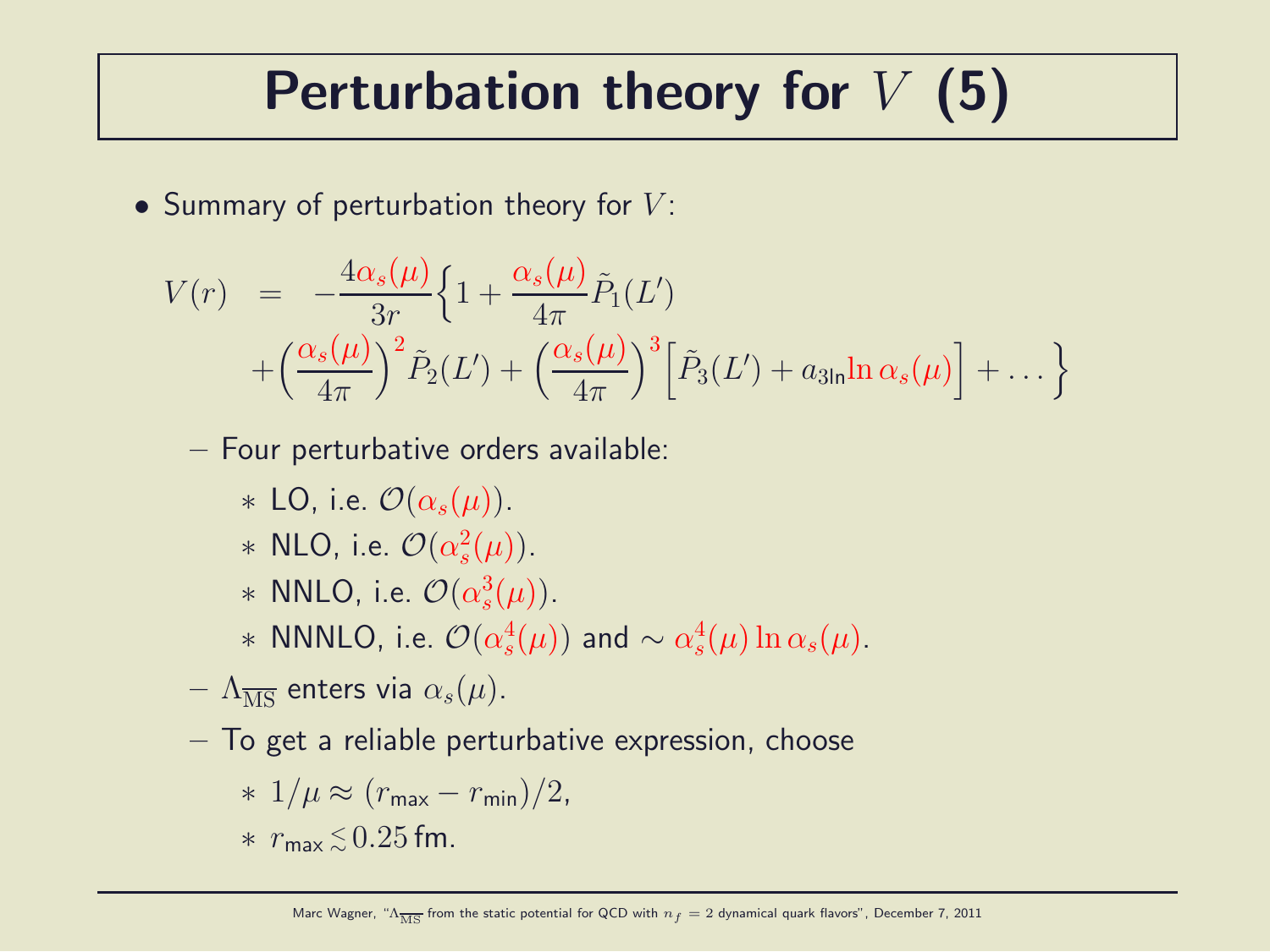# Perturbation theory for $V$ (5)

- Summary of perturbation theory for $V$:

$$
\begin{aligned}
V(r) \;=\; & -\frac{4\alpha_s(\mu)}{3r}\bigg\{1 + \frac{\alpha_s(\mu)}{4\pi}\tilde{P}_1(L') \\
& + \bigg(\frac{\alpha_s(\mu)}{4\pi}\bigg)^2 \tilde{P}_2(L') + \bigg(\frac{\alpha_s(\mu)}{4\pi}\bigg)^3 \Big[\tilde{P}_3(L') + a_{3\mathrm{ln}} \ln \alpha_s(\mu)\Big] + \ldots\bigg\}
\end{aligned}
$$

  - Four perturbative orders available:
    * LO, i.e. $\mathcal{O}(\alpha_s(\mu))$.
    * NLO, i.e. $\mathcal{O}(\alpha_s^2(\mu))$.
    * NNLO, i.e. $\mathcal{O}(\alpha_s^3(\mu))$.
    * NNNLO, i.e. $\mathcal{O}(\alpha_s^4(\mu))$ and $\sim \alpha_s^4(\mu) \ln \alpha_s(\mu)$.
  - $\Lambda_{\overline{\mathrm{MS}}}$ enters via $\alpha_s(\mu)$.
  - To get a reliable perturbative expression, choose
    * $1/\mu \approx (r_{\mathrm{max}} - r_{\mathrm{min}})/2$,
    * $r_{\mathrm{max}} \lesssim 0.25\,\mathrm{fm}$.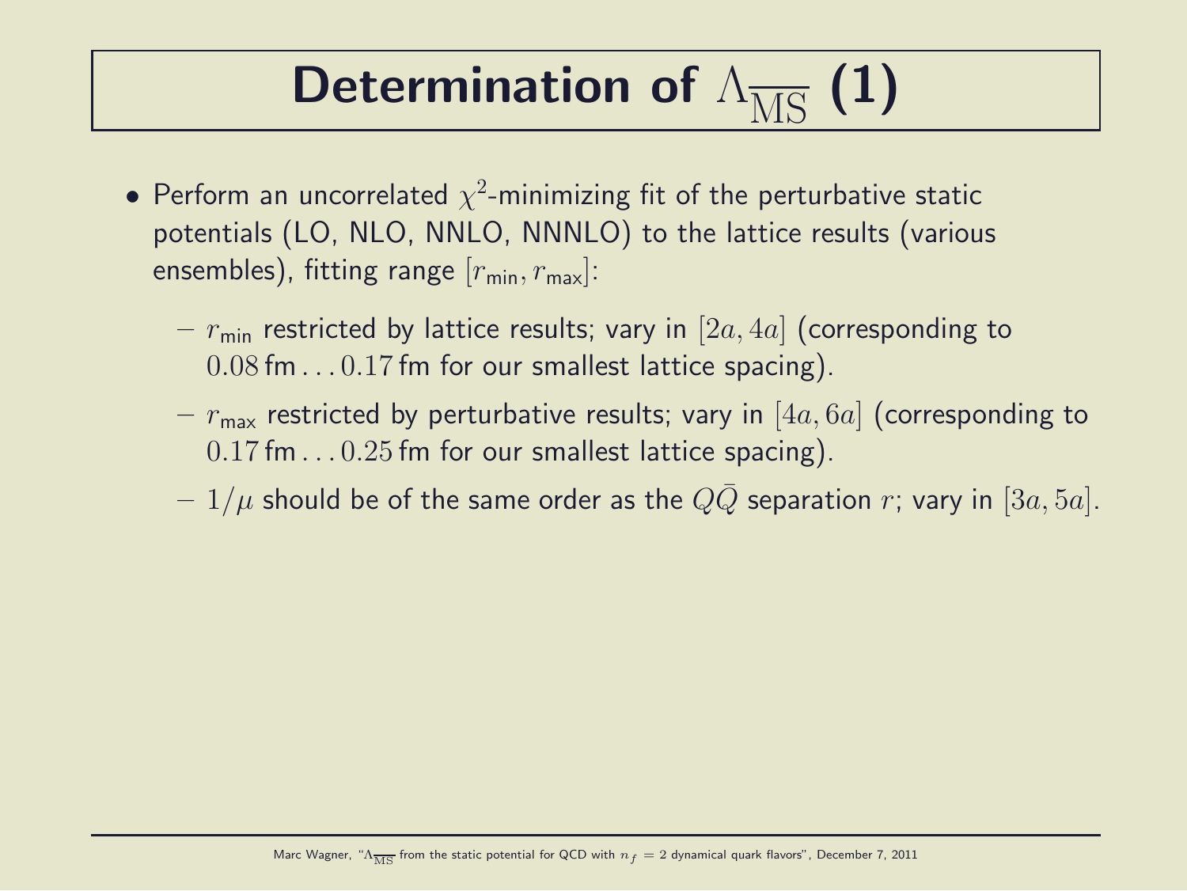# Determination of $\Lambda_{\overline{\mathrm{MS}}}$ (1)

- Perform an uncorrelated $\chi^2$-minimizing fit of the perturbative static potentials (LO, NLO, NNLO, NNNLO) to the lattice results (various ensembles), fitting range $[r_{\mathrm{min}}, r_{\mathrm{max}}]$:
  - $r_{\mathrm{min}}$ restricted by lattice results; vary in $[2a, 4a]$ (corresponding to $0.08\,\mathrm{fm} \ldots 0.17\,\mathrm{fm}$ for our smallest lattice spacing).
  - $r_{\mathrm{max}}$ restricted by perturbative results; vary in $[4a, 6a]$ (corresponding to $0.17\,\mathrm{fm} \ldots 0.25\,\mathrm{fm}$ for our smallest lattice spacing).
  - $1/\mu$ should be of the same order as the $Q\bar{Q}$ separation $r$; vary in $[3a, 5a]$.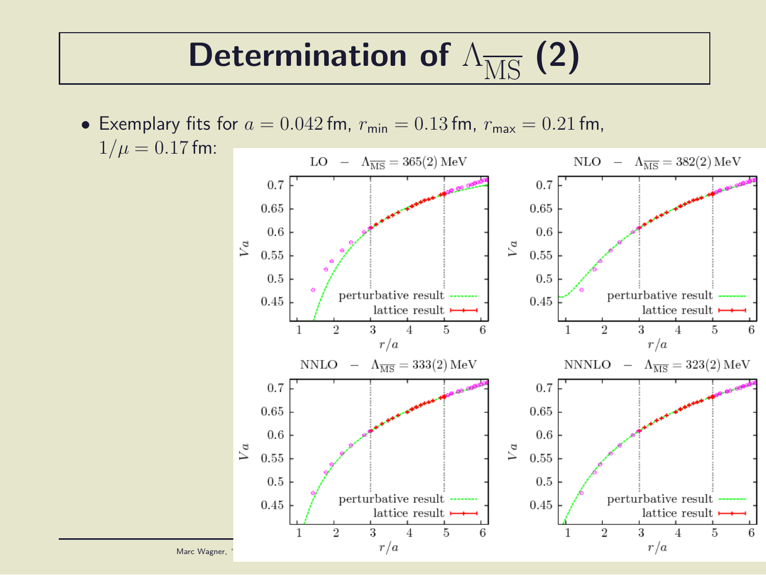# Determination of $\Lambda_{\overline{\mathrm{MS}}}$ (2)

- Exemplary fits for $a = 0.042$ fm, $r_{\text{min}} = 0.13$ fm, $r_{\text{max}} = 0.21$ fm, $1/\mu = 0.17$ fm:

LO – $\Lambda_{\overline{\mathrm{MS}}} = 365(2)$ MeV

NLO – $\Lambda_{\overline{\mathrm{MS}}} = 382(2)$ MeV

NNLO – $\Lambda_{\overline{\mathrm{MS}}} = 333(2)$ MeV

NNNLO – $\Lambda_{\overline{\mathrm{MS}}} = 323(2)$ MeV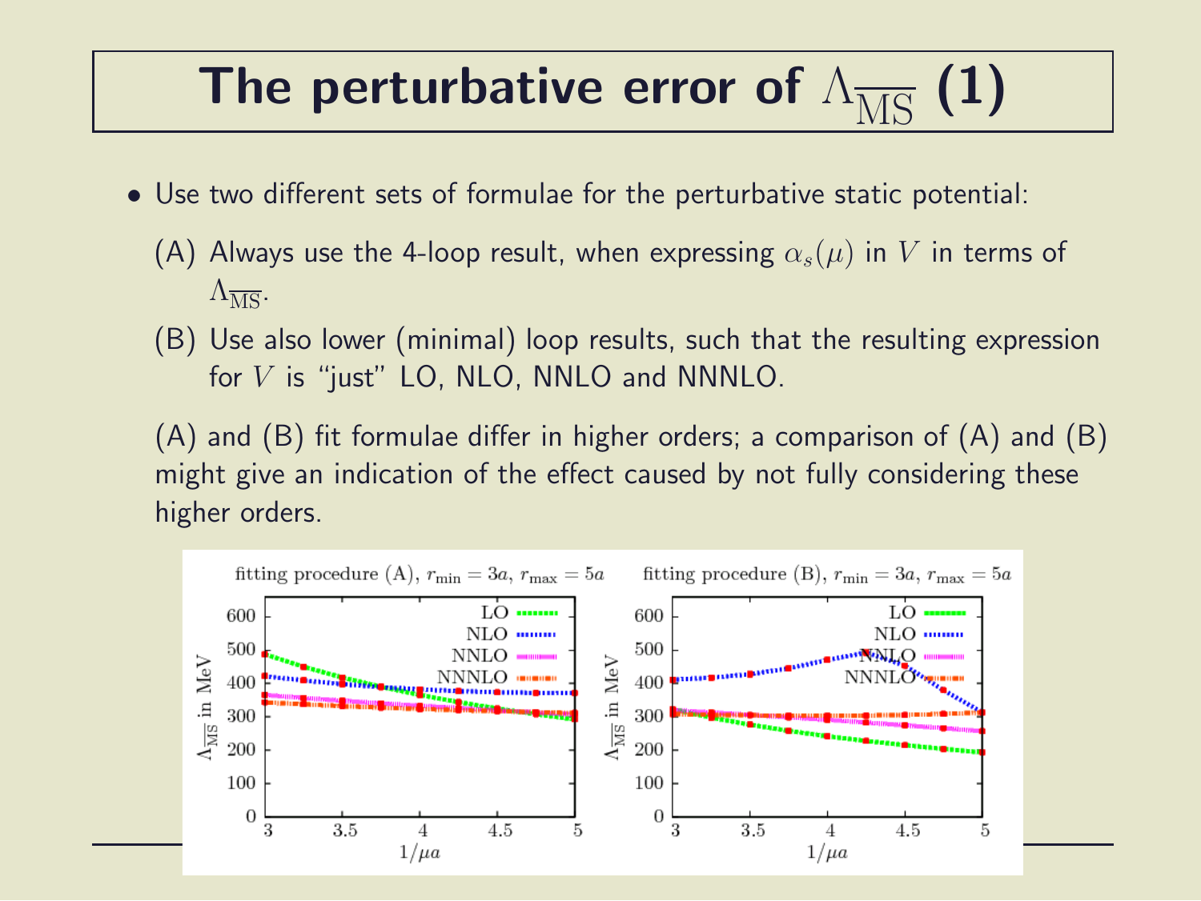# The perturbative error of $\Lambda_{\overline{\text{MS}}}$ (1)

- Use two different sets of formulae for the perturbative static potential:

  (A) Always use the 4-loop result, when expressing $\alpha_s(\mu)$ in $V$ in terms of $\Lambda_{\overline{\text{MS}}}$.

  (B) Use also lower (minimal) loop results, such that the resulting expression for $V$ is "just" LO, NLO, NNLO and NNNLO.

  (A) and (B) fit formulae differ in higher orders; a comparison of (A) and (B) might give an indication of the effect caused by not fully considering these higher orders.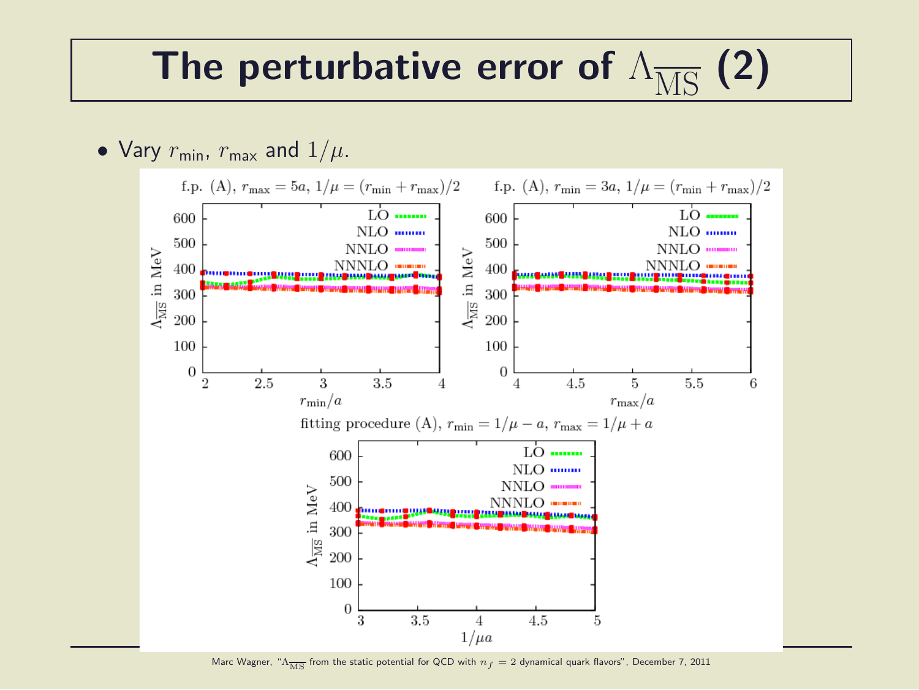# The perturbative error of $\Lambda_{\overline{\mathrm{MS}}}$ (2)

- Vary $r_{\mathrm{min}}$, $r_{\mathrm{max}}$ and $1/\mu$.

f.p. (A), $r_{\mathrm{max}} = 5a$, $1/\mu = (r_{\mathrm{min}} + r_{\mathrm{max}})/2$

f.p. (A), $r_{\mathrm{min}} = 3a$, $1/\mu = (r_{\mathrm{min}} + r_{\mathrm{max}})/2$

fitting procedure (A), $r_{\mathrm{min}} = 1/\mu - a$, $r_{\mathrm{max}} = 1/\mu + a$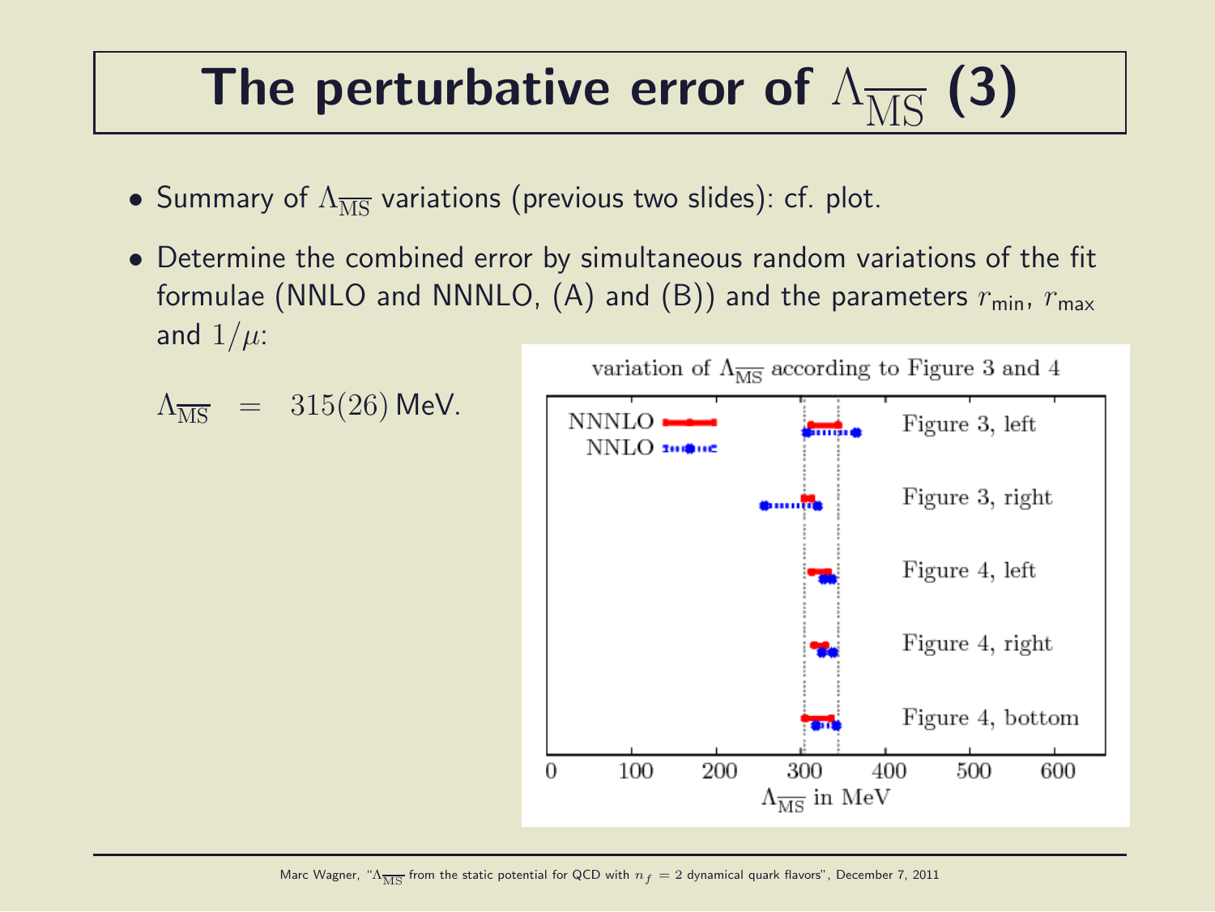# The perturbative error of $\Lambda_{\overline{\text{MS}}}$ (3)

- Summary of $\Lambda_{\overline{\text{MS}}}$ variations (previous two slides): cf. plot.
- Determine the combined error by simultaneous random variations of the fit formulae (NNLO and NNNLO, (A) and (B)) and the parameters $r_{\text{min}}$, $r_{\text{max}}$ and $1/\mu$:

$$\Lambda_{\overline{\text{MS}}} \quad = \quad 315(26)\,\text{MeV}.$$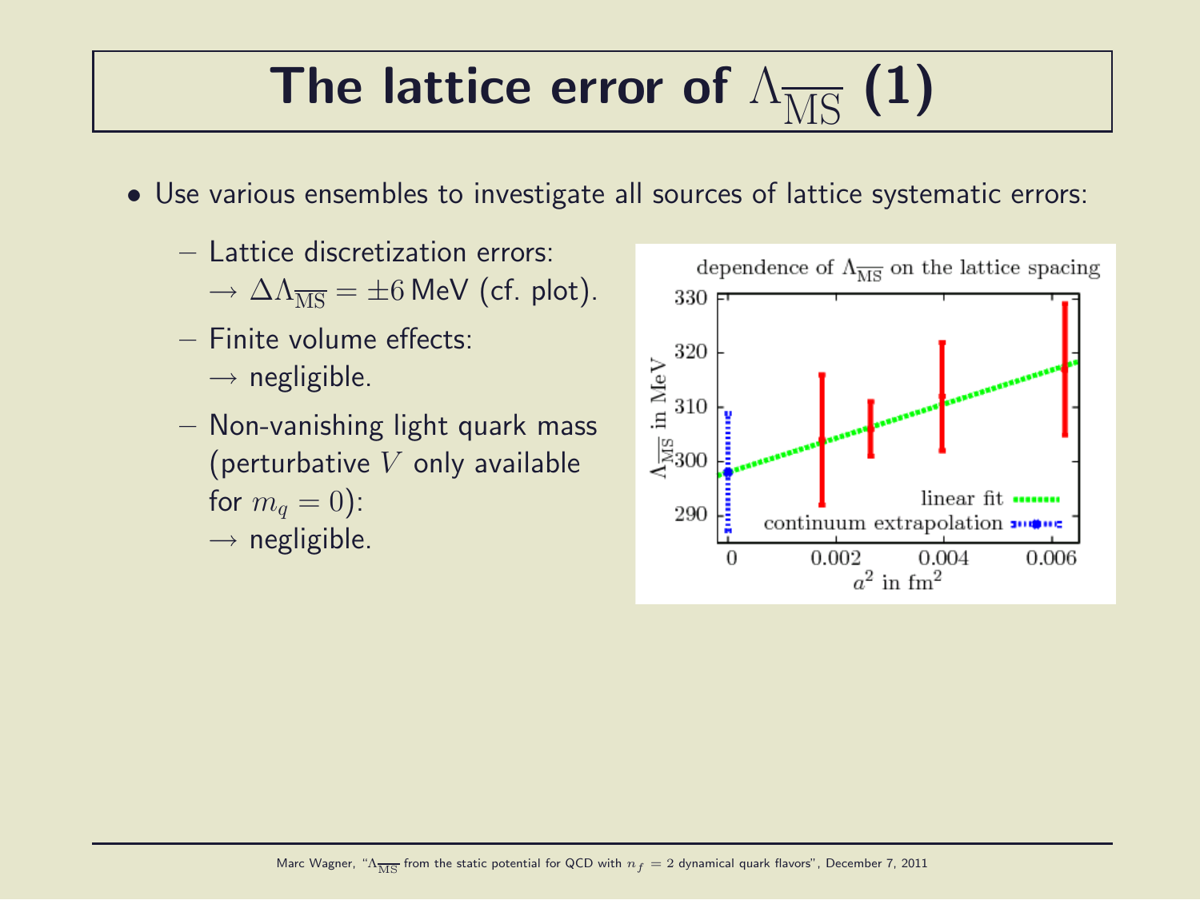# The lattice error of $\Lambda_{\overline{\mathrm{MS}}}$ (1)

- Use various ensembles to investigate all sources of lattice systematic errors:
  - Lattice discretization errors:
    $\rightarrow \Delta\Lambda_{\overline{\mathrm{MS}}} = \pm 6$ MeV (cf. plot).
  - Finite volume effects:
    $\rightarrow$ negligible.
  - Non-vanishing light quark mass (perturbative $V$ only available for $m_q = 0$):
    $\rightarrow$ negligible.

dependence of $\Lambda_{\overline{\mathrm{MS}}}$ on the lattice spacing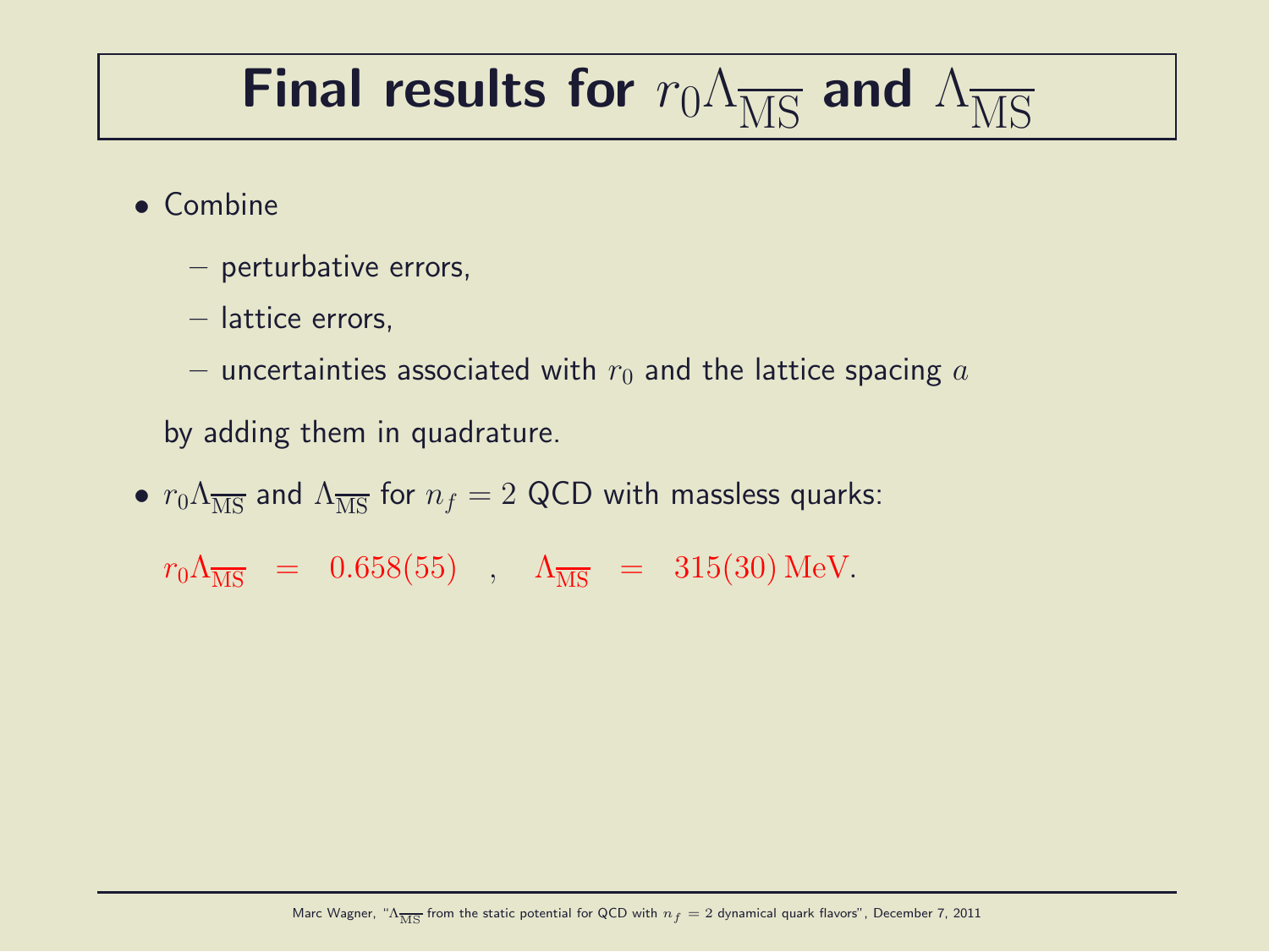# Final results for $r_0\Lambda_{\overline{\mathrm{MS}}}$ and $\Lambda_{\overline{\mathrm{MS}}}$

- Combine
  - perturbative errors,
  - lattice errors,
  - uncertainties associated with $r_0$ and the lattice spacing $a$

  by adding them in quadrature.

- $r_0\Lambda_{\overline{\mathrm{MS}}}$ and $\Lambda_{\overline{\mathrm{MS}}}$ for $n_f = 2$ QCD with massless quarks:

  $r_0\Lambda_{\overline{\mathrm{MS}}} \;=\; 0.658(55) \quad , \quad \Lambda_{\overline{\mathrm{MS}}} \;=\; 315(30)\,\mathrm{MeV}.$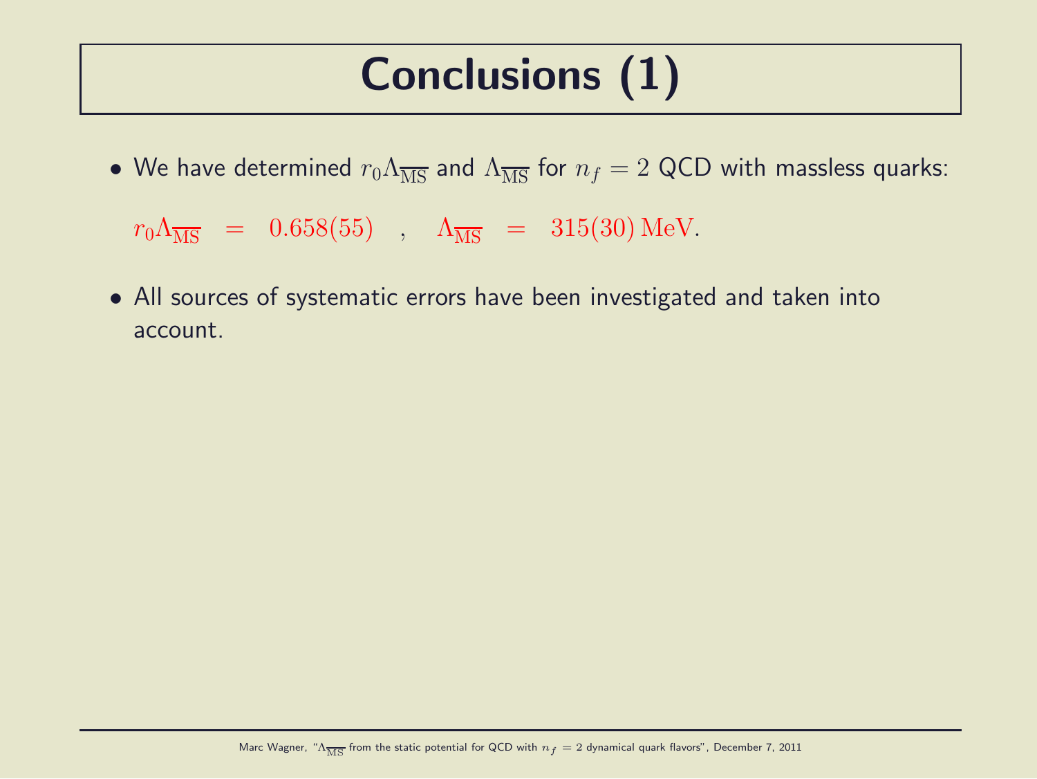# Conclusions (1)

- We have determined $r_0\Lambda_{\overline{\mathrm{MS}}}$ and $\Lambda_{\overline{\mathrm{MS}}}$ for $n_f = 2$ QCD with massless quarks:

$$r_0\Lambda_{\overline{\mathrm{MS}}} \;\; = \;\; 0.658(55) \quad , \quad \Lambda_{\overline{\mathrm{MS}}} \;\; = \;\; 315(30)\,\mathrm{MeV}.$$

- All sources of systematic errors have been investigated and taken into account.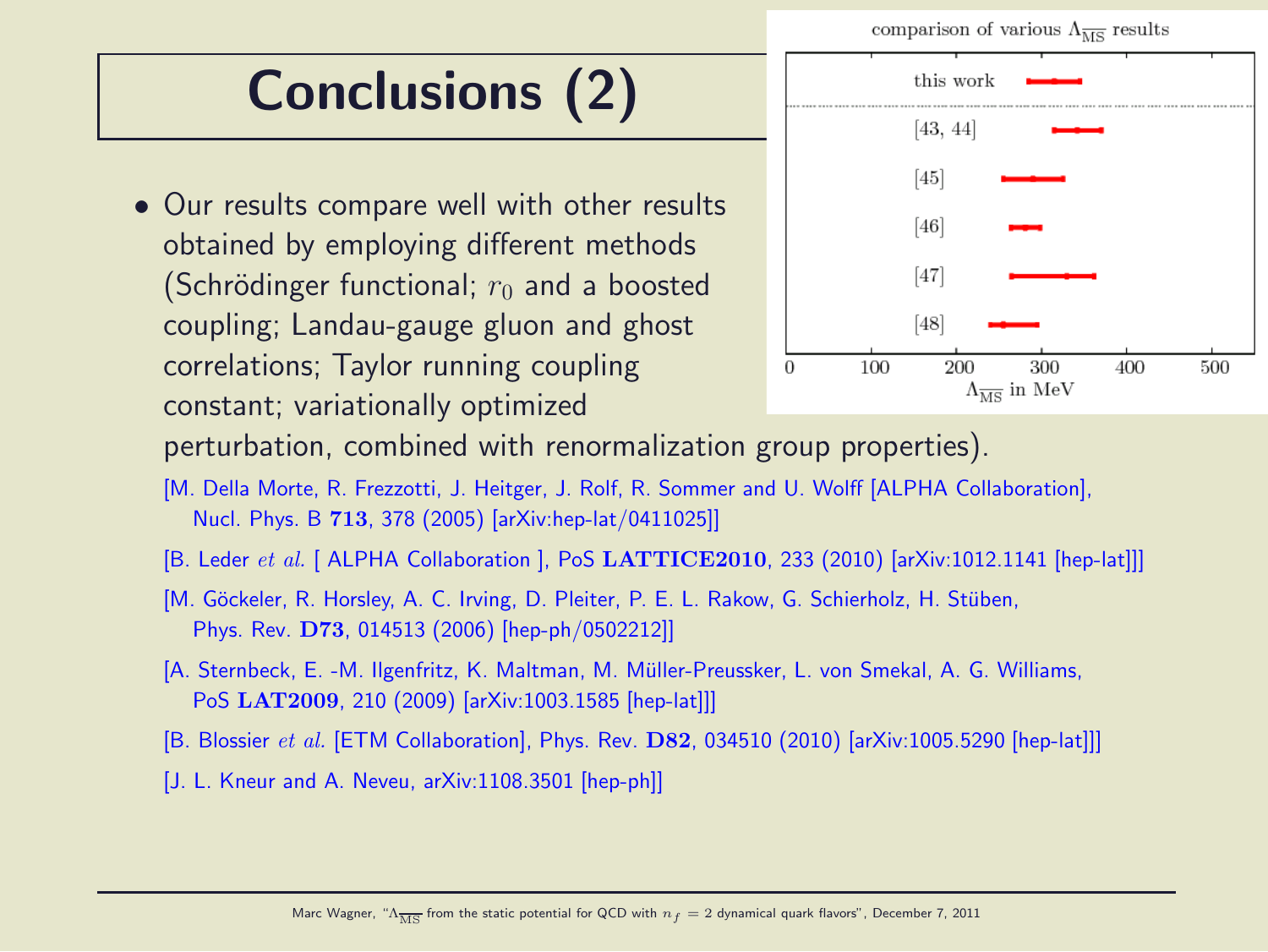# Conclusions (2)

- Our results compare well with other results obtained by employing different methods (Schrödinger functional; $r_0$ and a boosted coupling; Landau-gauge gluon and ghost correlations; Taylor running coupling constant; variationally optimized perturbation, combined with renormalization group properties).

  [M. Della Morte, R. Frezzotti, J. Heitger, J. Rolf, R. Sommer and U. Wolff [ALPHA Collaboration], Nucl. Phys. B **713**, 378 (2005) [arXiv:hep-lat/0411025]]

  [B. Leder *et al.* [ ALPHA Collaboration ], PoS **LATTICE2010**, 233 (2010) [arXiv:1012.1141 [hep-lat]]]

  [M. Göckeler, R. Horsley, A. C. Irving, D. Pleiter, P. E. L. Rakow, G. Schierholz, H. Stüben, Phys. Rev. **D73**, 014513 (2006) [hep-ph/0502212]]

  [A. Sternbeck, E. -M. Ilgenfritz, K. Maltman, M. Müller-Preussker, L. von Smekal, A. G. Williams, PoS **LAT2009**, 210 (2009) [arXiv:1003.1585 [hep-lat]]]

  [B. Blossier *et al.* [ETM Collaboration], Phys. Rev. **D82**, 034510 (2010) [arXiv:1005.5290 [hep-lat]]]

  [J. L. Kneur and A. Neveu, arXiv:1108.3501 [hep-ph]]

comparison of various $\Lambda_{\overline{\mathrm{MS}}}$ results

(Plot entries: this work; [43, 44]; [45]; [46]; [47]; [48]. Axis: $\Lambda_{\overline{\mathrm{MS}}}$ in MeV, 0–500.)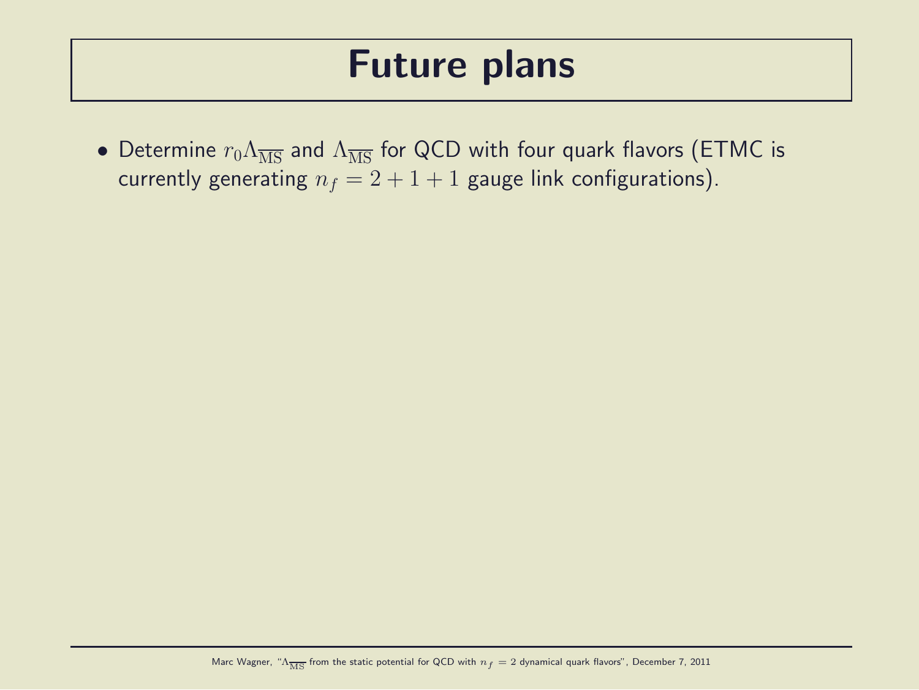# Future plans

- Determine $r_0\Lambda_{\overline{\mathrm{MS}}}$ and $\Lambda_{\overline{\mathrm{MS}}}$ for QCD with four quark flavors (ETMC is currently generating $n_f = 2+1+1$ gauge link configurations).